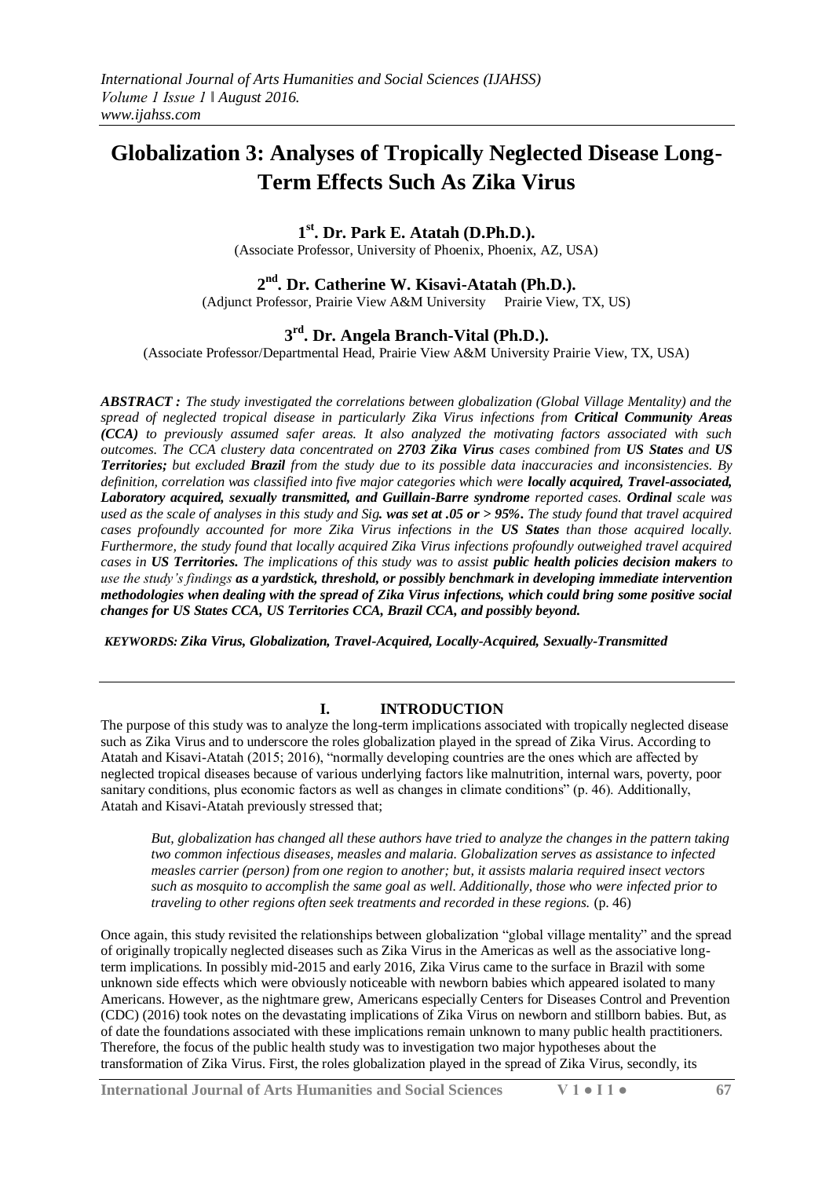# Globalization 3: Analyses of Tropically Neglected Disease Long-Term Effects Such As Zika Virus

**1st. Dr. Park E. Atatah (D.Ph.D.).**
(Associate Professor, University of Phoenix, Phoenix, AZ, USA)

**2nd. Dr. Catherine W. Kisavi-Atatah (Ph.D.).**
(Adjunct Professor, Prairie View A&M University Prairie View, TX, US)

**3rd. Dr. Angela Branch-Vital (Ph.D.).**
(Associate Professor/Departmental Head, Prairie View A&M University Prairie View, TX, USA)

***ABSTRACT :*** *The study investigated the correlations between globalization (Global Village Mentality) and the spread of neglected tropical disease in particularly Zika Virus infections from **Critical Community Areas (CCA)** to previously assumed safer areas. It also analyzed the motivating factors associated with such outcomes. The CCA clustery data concentrated on **2703 Zika Virus** cases combined from **US States** and **US Territories;** but excluded **Brazil** from the study due to its possible data inaccuracies and inconsistencies. By definition, correlation was classified into five major categories which were **locally acquired, Travel-associated, Laboratory acquired, sexually transmitted, and Guillain-Barre syndrome** reported cases. **Ordinal** scale was used as the scale of analyses in this study and Sig**. was set at .05 or > 95%.** The study found that travel acquired cases profoundly accounted for more Zika Virus infections in the **US States** than those acquired locally. Furthermore, the study found that locally acquired Zika Virus infections profoundly outweighed travel acquired cases in **US Territories.** The implications of this study was to assist **public health policies decision makers** to use the study's findings **as a yardstick, threshold, or possibly benchmark in developing immediate intervention methodologies when dealing with the spread of Zika Virus infections, which could bring some positive social changes for US States CCA, US Territories CCA, Brazil CCA, and possibly beyond.***

***KEYWORDS:*** ***Zika Virus, Globalization, Travel-Acquired, Locally-Acquired, Sexually-Transmitted***

## I. INTRODUCTION

The purpose of this study was to analyze the long-term implications associated with tropically neglected disease such as Zika Virus and to underscore the roles globalization played in the spread of Zika Virus. According to Atatah and Kisavi-Atatah (2015; 2016), "normally developing countries are the ones which are affected by neglected tropical diseases because of various underlying factors like malnutrition, internal wars, poverty, poor sanitary conditions, plus economic factors as well as changes in climate conditions" (p. 46). Additionally, Atatah and Kisavi-Atatah previously stressed that;

> *But, globalization has changed all these authors have tried to analyze the changes in the pattern taking two common infectious diseases, measles and malaria. Globalization serves as assistance to infected measles carrier (person) from one region to another; but, it assists malaria required insect vectors such as mosquito to accomplish the same goal as well. Additionally, those who were infected prior to traveling to other regions often seek treatments and recorded in these regions.* (p. 46)

Once again, this study revisited the relationships between globalization "global village mentality" and the spread of originally tropically neglected diseases such as Zika Virus in the Americas as well as the associative long-term implications. In possibly mid-2015 and early 2016, Zika Virus came to the surface in Brazil with some unknown side effects which were obviously noticeable with newborn babies which appeared isolated to many Americans. However, as the nightmare grew, Americans especially Centers for Diseases Control and Prevention (CDC) (2016) took notes on the devastating implications of Zika Virus on newborn and stillborn babies. But, as of date the foundations associated with these implications remain unknown to many public health practitioners. Therefore, the focus of the public health study was to investigation two major hypotheses about the transformation of Zika Virus. First, the roles globalization played in the spread of Zika Virus, secondly, its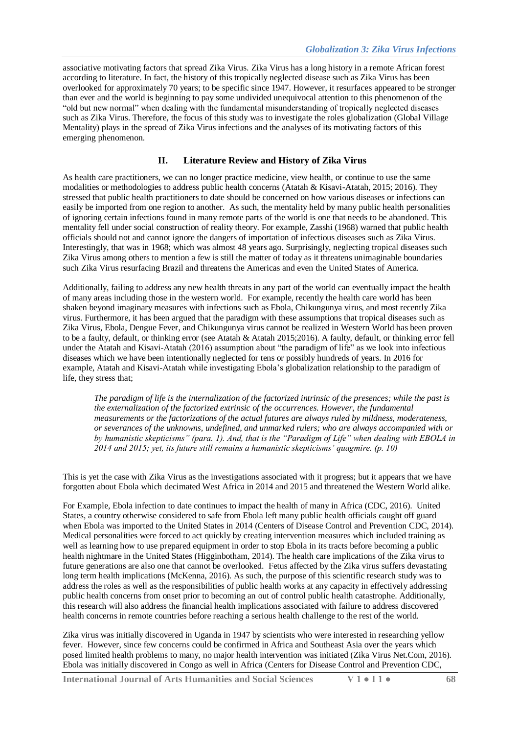associative motivating factors that spread Zika Virus. Zika Virus has a long history in a remote African forest according to literature. In fact, the history of this tropically neglected disease such as Zika Virus has been overlooked for approximately 70 years; to be specific since 1947. However, it resurfaces appeared to be stronger than ever and the world is beginning to pay some undivided unequivocal attention to this phenomenon of the "old but new normal" when dealing with the fundamental misunderstanding of tropically neglected diseases such as Zika Virus. Therefore, the focus of this study was to investigate the roles globalization (Global Village Mentality) plays in the spread of Zika Virus infections and the analyses of its motivating factors of this emerging phenomenon.

## II. Literature Review and History of Zika Virus

As health care practitioners, we can no longer practice medicine, view health, or continue to use the same modalities or methodologies to address public health concerns (Atatah & Kisavi-Atatah, 2015; 2016). They stressed that public health practitioners to date should be concerned on how various diseases or infections can easily be imported from one region to another. As such, the mentality held by many public health personalities of ignoring certain infections found in many remote parts of the world is one that needs to be abandoned. This mentality fell under social construction of reality theory. For example, Zasshi (1968) warned that public health officials should not and cannot ignore the dangers of importation of infectious diseases such as Zika Virus. Interestingly, that was in 1968; which was almost 48 years ago. Surprisingly, neglecting tropical diseases such Zika Virus among others to mention a few is still the matter of today as it threatens unimaginable boundaries such Zika Virus resurfacing Brazil and threatens the Americas and even the United States of America.

Additionally, failing to address any new health threats in any part of the world can eventually impact the health of many areas including those in the western world. For example, recently the health care world has been shaken beyond imaginary measures with infections such as Ebola, Chikungunya virus, and most recently Zika virus. Furthermore, it has been argued that the paradigm with these assumptions that tropical diseases such as Zika Virus, Ebola, Dengue Fever, and Chikungunya virus cannot be realized in Western World has been proven to be a faulty, default, or thinking error (see Atatah & Atatah 2015;2016). A faulty, default, or thinking error fell under the Atatah and Kisavi-Atatah (2016) assumption about "the paradigm of life" as we look into infectious diseases which we have been intentionally neglected for tens or possibly hundreds of years. In 2016 for example, Atatah and Kisavi-Atatah while investigating Ebola's globalization relationship to the paradigm of life, they stress that;

> *The paradigm of life is the internalization of the factorized intrinsic of the presences; while the past is the externalization of the factorized extrinsic of the occurrences. However, the fundamental measurements or the factorizations of the actual futures are always ruled by mildness, moderateness, or severances of the unknowns, undefined, and unmarked rulers; who are always accompanied with or by humanistic skepticisms" (para. 1). And, that is the "Paradigm of Life" when dealing with EBOLA in 2014 and 2015; yet, its future still remains a humanistic skepticisms' quagmire. (p. 10)*

This is yet the case with Zika Virus as the investigations associated with it progress; but it appears that we have forgotten about Ebola which decimated West Africa in 2014 and 2015 and threatened the Western World alike.

For Example, Ebola infection to date continues to impact the health of many in Africa (CDC, 2016). United States, a country otherwise considered to safe from Ebola left many public health officials caught off guard when Ebola was imported to the United States in 2014 (Centers of Disease Control and Prevention CDC, 2014). Medical personalities were forced to act quickly by creating intervention measures which included training as well as learning how to use prepared equipment in order to stop Ebola in its tracts before becoming a public health nightmare in the United States (Higginbotham, 2014). The health care implications of the Zika virus to future generations are also one that cannot be overlooked. Fetus affected by the Zika virus suffers devastating long term health implications (McKenna, 2016). As such, the purpose of this scientific research study was to address the roles as well as the responsibilities of public health works at any capacity in effectively addressing public health concerns from onset prior to becoming an out of control public health catastrophe. Additionally, this research will also address the financial health implications associated with failure to address discovered health concerns in remote countries before reaching a serious health challenge to the rest of the world.

Zika virus was initially discovered in Uganda in 1947 by scientists who were interested in researching yellow fever. However, since few concerns could be confirmed in Africa and Southeast Asia over the years which posed limited health problems to many, no major health intervention was initiated (Zika Virus Net.Com, 2016). Ebola was initially discovered in Congo as well in Africa (Centers for Disease Control and Prevention CDC,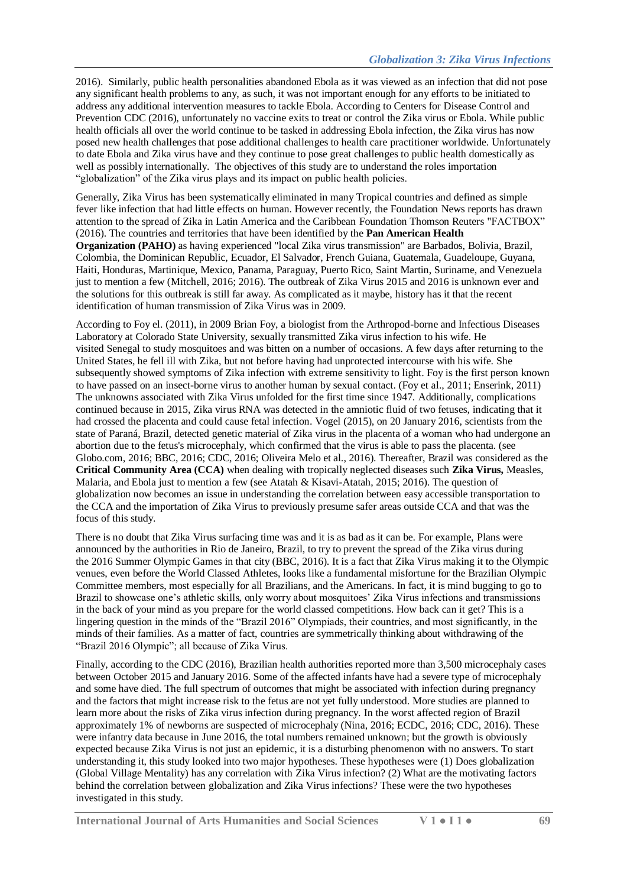2016). Similarly, public health personalities abandoned Ebola as it was viewed as an infection that did not pose any significant health problems to any, as such, it was not important enough for any efforts to be initiated to address any additional intervention measures to tackle Ebola. According to Centers for Disease Control and Prevention CDC (2016), unfortunately no vaccine exits to treat or control the Zika virus or Ebola. While public health officials all over the world continue to be tasked in addressing Ebola infection, the Zika virus has now posed new health challenges that pose additional challenges to health care practitioner worldwide. Unfortunately to date Ebola and Zika virus have and they continue to pose great challenges to public health domestically as well as possibly internationally. The objectives of this study are to understand the roles importation "globalization" of the Zika virus plays and its impact on public health policies.

Generally, Zika Virus has been systematically eliminated in many Tropical countries and defined as simple fever like infection that had little effects on human. However recently, the Foundation News reports has drawn attention to the spread of Zika in Latin America and the Caribbean Foundation Thomson Reuters "FACTBOX" (2016). The countries and territories that have been identified by the **Pan American Health Organization (PAHO)** as having experienced "local Zika virus transmission" are Barbados, Bolivia, Brazil, Colombia, the Dominican Republic, Ecuador, El Salvador, French Guiana, Guatemala, Guadeloupe, Guyana, Haiti, Honduras, Martinique, Mexico, Panama, Paraguay, Puerto Rico, Saint Martin, Suriname, and Venezuela just to mention a few (Mitchell, 2016; 2016). The outbreak of Zika Virus 2015 and 2016 is unknown ever and the solutions for this outbreak is still far away. As complicated as it maybe, history has it that the recent identification of human transmission of Zika Virus was in 2009.

According to Foy el. (2011), in 2009 Brian Foy, a biologist from the Arthropod-borne and Infectious Diseases Laboratory at Colorado State University, sexually transmitted Zika virus infection to his wife. He visited Senegal to study mosquitoes and was bitten on a number of occasions. A few days after returning to the United States, he fell ill with Zika, but not before having had unprotected intercourse with his wife. She subsequently showed symptoms of Zika infection with extreme sensitivity to light. Foy is the first person known to have passed on an insect-borne virus to another human by sexual contact. (Foy et al., 2011; Enserink, 2011) The unknowns associated with Zika Virus unfolded for the first time since 1947. Additionally, complications continued because in 2015, Zika virus RNA was detected in the amniotic fluid of two fetuses, indicating that it had crossed the placenta and could cause fetal infection. Vogel (2015), on 20 January 2016, scientists from the state of Paraná, Brazil, detected genetic material of Zika virus in the placenta of a woman who had undergone an abortion due to the fetus's microcephaly, which confirmed that the virus is able to pass the placenta. (see Globo.com, 2016; BBC, 2016; CDC, 2016; Oliveira Melo et al., 2016). Thereafter, Brazil was considered as the **Critical Community Area (CCA)** when dealing with tropically neglected diseases such **Zika Virus,** Measles, Malaria, and Ebola just to mention a few (see Atatah & Kisavi-Atatah, 2015; 2016). The question of globalization now becomes an issue in understanding the correlation between easy accessible transportation to the CCA and the importation of Zika Virus to previously presume safer areas outside CCA and that was the focus of this study.

There is no doubt that Zika Virus surfacing time was and it is as bad as it can be. For example, Plans were announced by the authorities in Rio de Janeiro, Brazil, to try to prevent the spread of the Zika virus during the 2016 Summer Olympic Games in that city (BBC, 2016). It is a fact that Zika Virus making it to the Olympic venues, even before the World Classed Athletes, looks like a fundamental misfortune for the Brazilian Olympic Committee members, most especially for all Brazilians, and the Americans. In fact, it is mind bugging to go to Brazil to showcase one's athletic skills, only worry about mosquitoes' Zika Virus infections and transmissions in the back of your mind as you prepare for the world classed competitions. How back can it get? This is a lingering question in the minds of the "Brazil 2016" Olympiads, their countries, and most significantly, in the minds of their families. As a matter of fact, countries are symmetrically thinking about withdrawing of the "Brazil 2016 Olympic"; all because of Zika Virus.

Finally, according to the CDC (2016), Brazilian health authorities reported more than 3,500 microcephaly cases between October 2015 and January 2016. Some of the affected infants have had a severe type of microcephaly and some have died. The full spectrum of outcomes that might be associated with infection during pregnancy and the factors that might increase risk to the fetus are not yet fully understood. More studies are planned to learn more about the risks of Zika virus infection during pregnancy. In the worst affected region of Brazil approximately 1% of newborns are suspected of microcephaly (Nina, 2016; ECDC, 2016; CDC, 2016). These were infantry data because in June 2016, the total numbers remained unknown; but the growth is obviously expected because Zika Virus is not just an epidemic, it is a disturbing phenomenon with no answers. To start understanding it, this study looked into two major hypotheses. These hypotheses were (1) Does globalization (Global Village Mentality) has any correlation with Zika Virus infection? (2) What are the motivating factors behind the correlation between globalization and Zika Virus infections? These were the two hypotheses investigated in this study.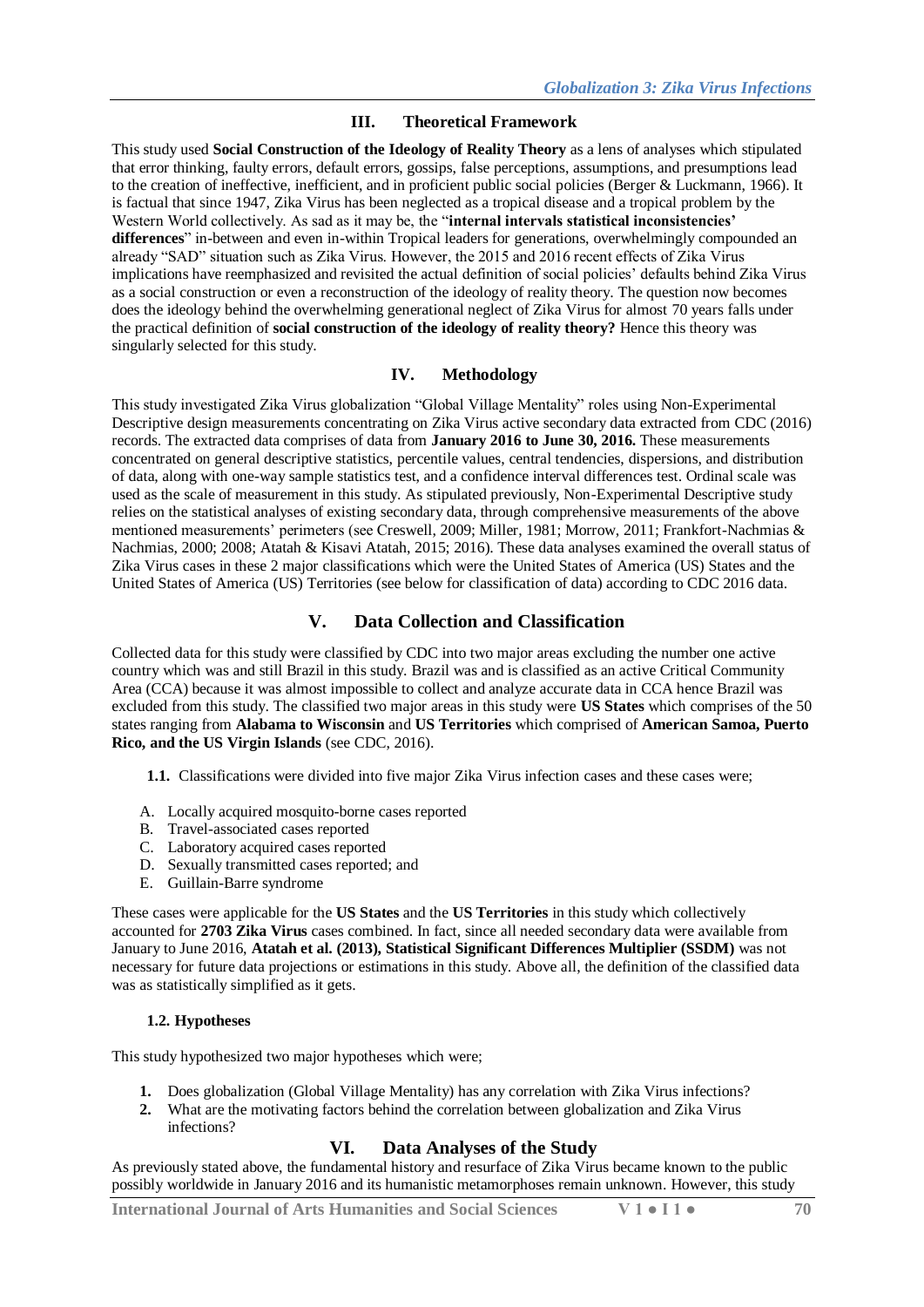## III. Theoretical Framework

This study used **Social Construction of the Ideology of Reality Theory** as a lens of analyses which stipulated that error thinking, faulty errors, default errors, gossips, false perceptions, assumptions, and presumptions lead to the creation of ineffective, inefficient, and in proficient public social policies (Berger & Luckmann, 1966). It is factual that since 1947, Zika Virus has been neglected as a tropical disease and a tropical problem by the Western World collectively. As sad as it may be, the "**internal intervals statistical inconsistencies' differences**" in-between and even in-within Tropical leaders for generations, overwhelmingly compounded an already "SAD" situation such as Zika Virus. However, the 2015 and 2016 recent effects of Zika Virus implications have reemphasized and revisited the actual definition of social policies' defaults behind Zika Virus as a social construction or even a reconstruction of the ideology of reality theory. The question now becomes does the ideology behind the overwhelming generational neglect of Zika Virus for almost 70 years falls under the practical definition of **social construction of the ideology of reality theory?** Hence this theory was singularly selected for this study.

## IV. Methodology

This study investigated Zika Virus globalization "Global Village Mentality" roles using Non-Experimental Descriptive design measurements concentrating on Zika Virus active secondary data extracted from CDC (2016) records. The extracted data comprises of data from **January 2016 to June 30, 2016.** These measurements concentrated on general descriptive statistics, percentile values, central tendencies, dispersions, and distribution of data, along with one-way sample statistics test, and a confidence interval differences test. Ordinal scale was used as the scale of measurement in this study. As stipulated previously, Non-Experimental Descriptive study relies on the statistical analyses of existing secondary data, through comprehensive measurements of the above mentioned measurements' perimeters (see Creswell, 2009; Miller, 1981; Morrow, 2011; Frankfort-Nachmias & Nachmias, 2000; 2008; Atatah & Kisavi Atatah, 2015; 2016). These data analyses examined the overall status of Zika Virus cases in these 2 major classifications which were the United States of America (US) States and the United States of America (US) Territories (see below for classification of data) according to CDC 2016 data.

## V. Data Collection and Classification

Collected data for this study were classified by CDC into two major areas excluding the number one active country which was and still Brazil in this study. Brazil was and is classified as an active Critical Community Area (CCA) because it was almost impossible to collect and analyze accurate data in CCA hence Brazil was excluded from this study. The classified two major areas in this study were **US States** which comprises of the 50 states ranging from **Alabama to Wisconsin** and **US Territories** which comprised of **American Samoa, Puerto Rico, and the US Virgin Islands** (see CDC, 2016).

**1.1.** Classifications were divided into five major Zika Virus infection cases and these cases were;

A. Locally acquired mosquito-borne cases reported
B. Travel-associated cases reported
C. Laboratory acquired cases reported
D. Sexually transmitted cases reported; and
E. Guillain-Barre syndrome

These cases were applicable for the **US States** and the **US Territories** in this study which collectively accounted for **2703 Zika Virus** cases combined. In fact, since all needed secondary data were available from January to June 2016, **Atatah et al. (2013), Statistical Significant Differences Multiplier (SSDM)** was not necessary for future data projections or estimations in this study. Above all, the definition of the classified data was as statistically simplified as it gets.

### 1.2. Hypotheses

This study hypothesized two major hypotheses which were;

1. Does globalization (Global Village Mentality) has any correlation with Zika Virus infections?
2. What are the motivating factors behind the correlation between globalization and Zika Virus infections?

## VI. Data Analyses of the Study

As previously stated above, the fundamental history and resurface of Zika Virus became known to the public possibly worldwide in January 2016 and its humanistic metamorphoses remain unknown. However, this study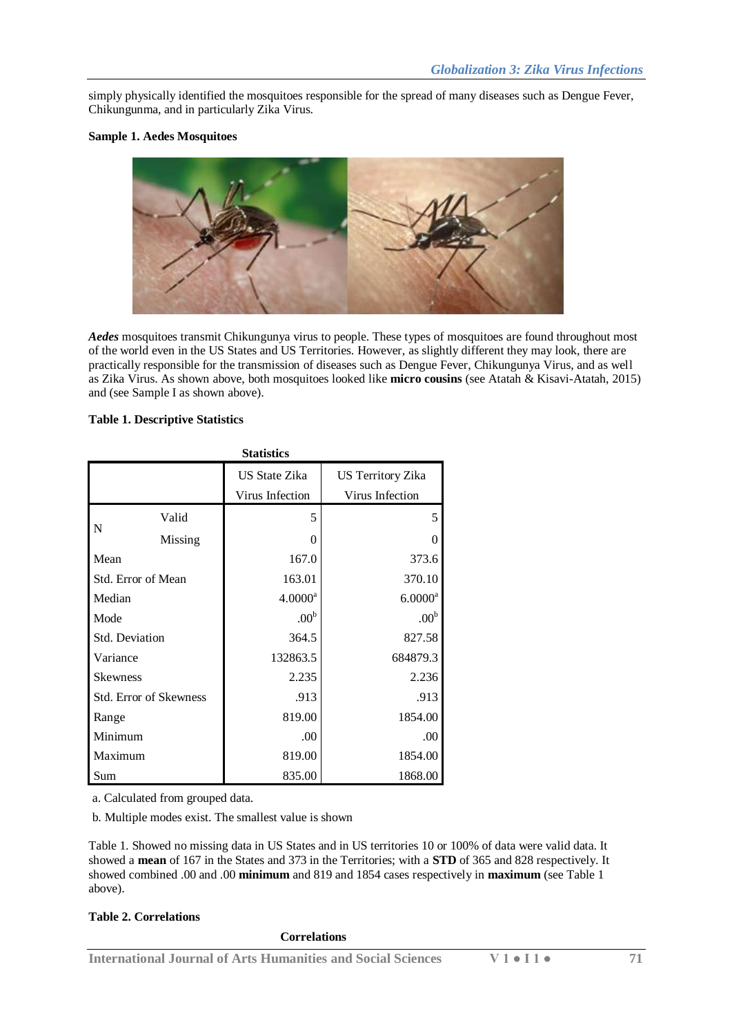simply physically identified the mosquitoes responsible for the spread of many diseases such as Dengue Fever, Chikungunma, and in particularly Zika Virus.

**Sample 1. Aedes Mosquitoes**

***Aedes*** mosquitoes transmit Chikungunya virus to people. These types of mosquitoes are found throughout most of the world even in the US States and US Territories. However, as slightly different they may look, there are practically responsible for the transmission of diseases such as Dengue Fever, Chikungunya Virus, and as well as Zika Virus. As shown above, both mosquitoes looked like **micro cousins** (see Atatah & Kisavi-Atatah, 2015) and (see Sample I as shown above).

**Table 1. Descriptive Statistics**

**Statistics**

| | | US State Zika Virus Infection | US Territory Zika Virus Infection |
|---|---|---|---|
| N | Valid | 5 | 5 |
| | Missing | 0 | 0 |
| Mean | | 167.0 | 373.6 |
| Std. Error of Mean | | 163.01 | 370.10 |
| Median | | 4.0000[a] | 6.0000[a] |
| Mode | | .00[b] | .00[b] |
| Std. Deviation | | 364.5 | 827.58 |
| Variance | | 132863.5 | 684879.3 |
| Skewness | | 2.235 | 2.236 |
| Std. Error of Skewness | | .913 | .913 |
| Range | | 819.00 | 1854.00 |
| Minimum | | .00 | .00 |
| Maximum | | 819.00 | 1854.00 |
| Sum | | 835.00 | 1868.00 |

a. Calculated from grouped data.

b. Multiple modes exist. The smallest value is shown

Table 1. Showed no missing data in US States and in US territories 10 or 100% of data were valid data. It showed a **mean** of 167 in the States and 373 in the Territories; with a **STD** of 365 and 828 respectively. It showed combined .00 and .00 **minimum** and 819 and 1854 cases respectively in **maximum** (see Table 1 above).

**Table 2. Correlations**

**Correlations**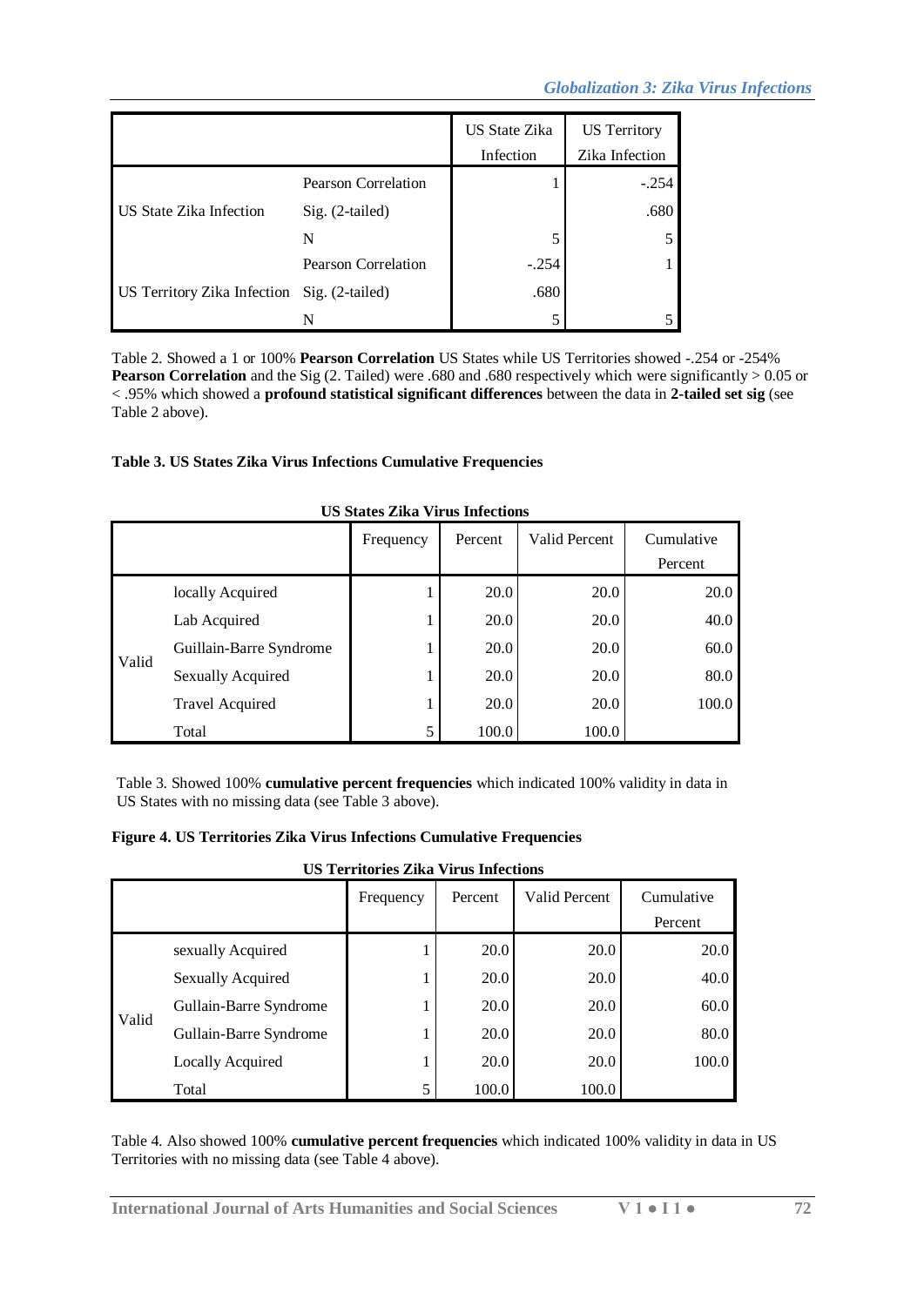| | | US State Zika Infection | US Territory Zika Infection |
|---|---|---|---|
| US State Zika Infection | Pearson Correlation | 1 | -.254 |
| | Sig. (2-tailed) | | .680 |
| | N | 5 | 5 |
| US Territory Zika Infection | Pearson Correlation | -.254 | 1 |
| | Sig. (2-tailed) | .680 | |
| | N | 5 | 5 |

Table 2. Showed a 1 or 100% **Pearson Correlation** US States while US Territories showed -.254 or -254% **Pearson Correlation** and the Sig (2. Tailed) were .680 and .680 respectively which were significantly > 0.05 or < .95% which showed a **profound statistical significant differences** between the data in **2-tailed set sig** (see Table 2 above).

**Table 3. US States Zika Virus Infections Cumulative Frequencies**

**US States Zika Virus Infections**

| | | Frequency | Percent | Valid Percent | Cumulative Percent |
|---|---|---|---|---|---|
| Valid | locally Acquired | 1 | 20.0 | 20.0 | 20.0 |
| | Lab Acquired | 1 | 20.0 | 20.0 | 40.0 |
| | Guillain-Barre Syndrome | 1 | 20.0 | 20.0 | 60.0 |
| | Sexually Acquired | 1 | 20.0 | 20.0 | 80.0 |
| | Travel Acquired | 1 | 20.0 | 20.0 | 100.0 |
| | Total | 5 | 100.0 | 100.0 | |

Table 3. Showed 100% **cumulative percent frequencies** which indicated 100% validity in data in US States with no missing data (see Table 3 above).

**Figure 4. US Territories Zika Virus Infections Cumulative Frequencies**

**US Territories Zika Virus Infections**

| | | Frequency | Percent | Valid Percent | Cumulative Percent |
|---|---|---|---|---|---|
| Valid | sexually Acquired | 1 | 20.0 | 20.0 | 20.0 |
| | Sexually Acquired | 1 | 20.0 | 20.0 | 40.0 |
| | Gullain-Barre Syndrome | 1 | 20.0 | 20.0 | 60.0 |
| | Gullain-Barre Syndrome | 1 | 20.0 | 20.0 | 80.0 |
| | Locally Acquired | 1 | 20.0 | 20.0 | 100.0 |
| | Total | 5 | 100.0 | 100.0 | |

Table 4. Also showed 100% **cumulative percent frequencies** which indicated 100% validity in data in US Territories with no missing data (see Table 4 above).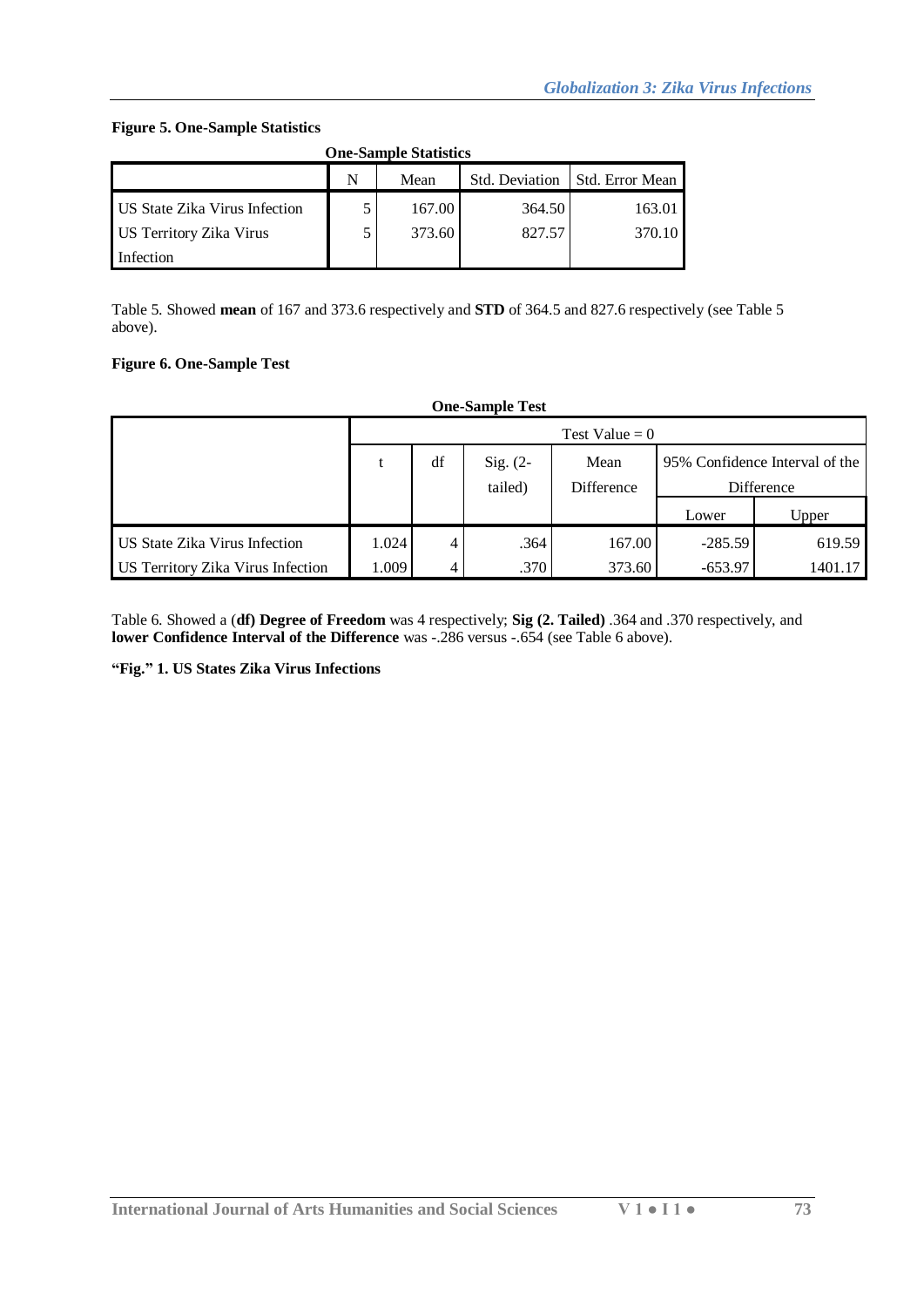**Figure 5. One-Sample Statistics**

**One-Sample Statistics**

| | N | Mean | Std. Deviation | Std. Error Mean |
|---|---|---|---|---|
| US State Zika Virus Infection | 5 | 167.00 | 364.50 | 163.01 |
| US Territory Zika Virus Infection | 5 | 373.60 | 827.57 | 370.10 |

Table 5. Showed **mean** of 167 and 373.6 respectively and **STD** of 364.5 and 827.6 respectively (see Table 5 above).

**Figure 6. One-Sample Test**

**One-Sample Test**

| | Test Value = 0 | | | | | |
|---|---|---|---|---|---|---|
| | t | df | Sig. (2-tailed) | Mean Difference | 95% Confidence Interval of the Difference | |
| | | | | | Lower | Upper |
| US State Zika Virus Infection | 1.024 | 4 | .364 | 167.00 | -285.59 | 619.59 |
| US Territory Zika Virus Infection | 1.009 | 4 | .370 | 373.60 | -653.97 | 1401.17 |

Table 6. Showed a (**df) Degree of Freedom** was 4 respectively; **Sig (2. Tailed)** .364 and .370 respectively, and **lower Confidence Interval of the Difference** was -.286 versus -.654 (see Table 6 above).

**"Fig." 1. US States Zika Virus Infections**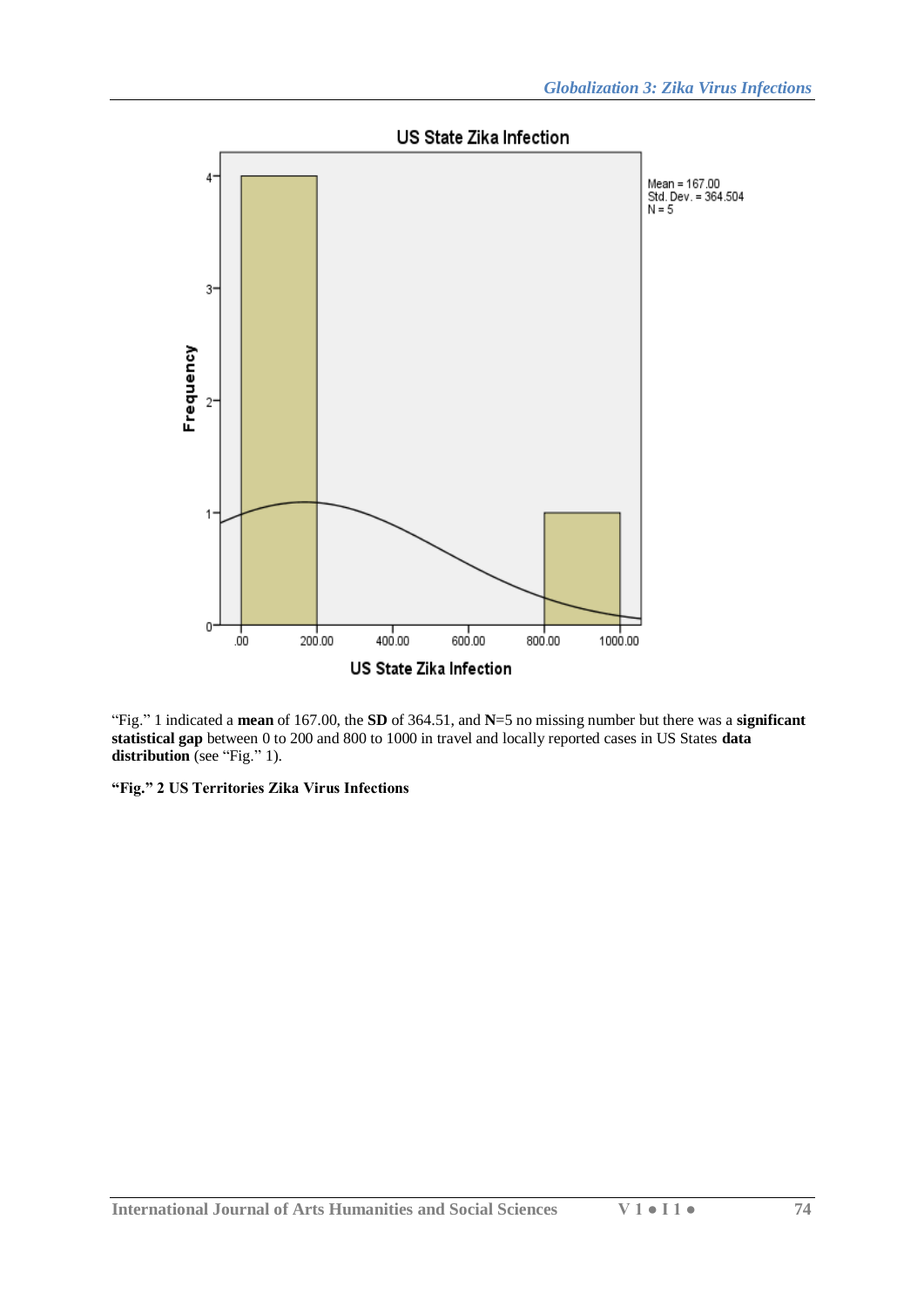"Fig." 1 indicated a **mean** of 167.00, the **SD** of 364.51, and **N**=5 no missing number but there was a **significant statistical gap** between 0 to 200 and 800 to 1000 in travel and locally reported cases in US States **data distribution** (see "Fig." 1).

**"Fig." 2 US Territories Zika Virus Infections**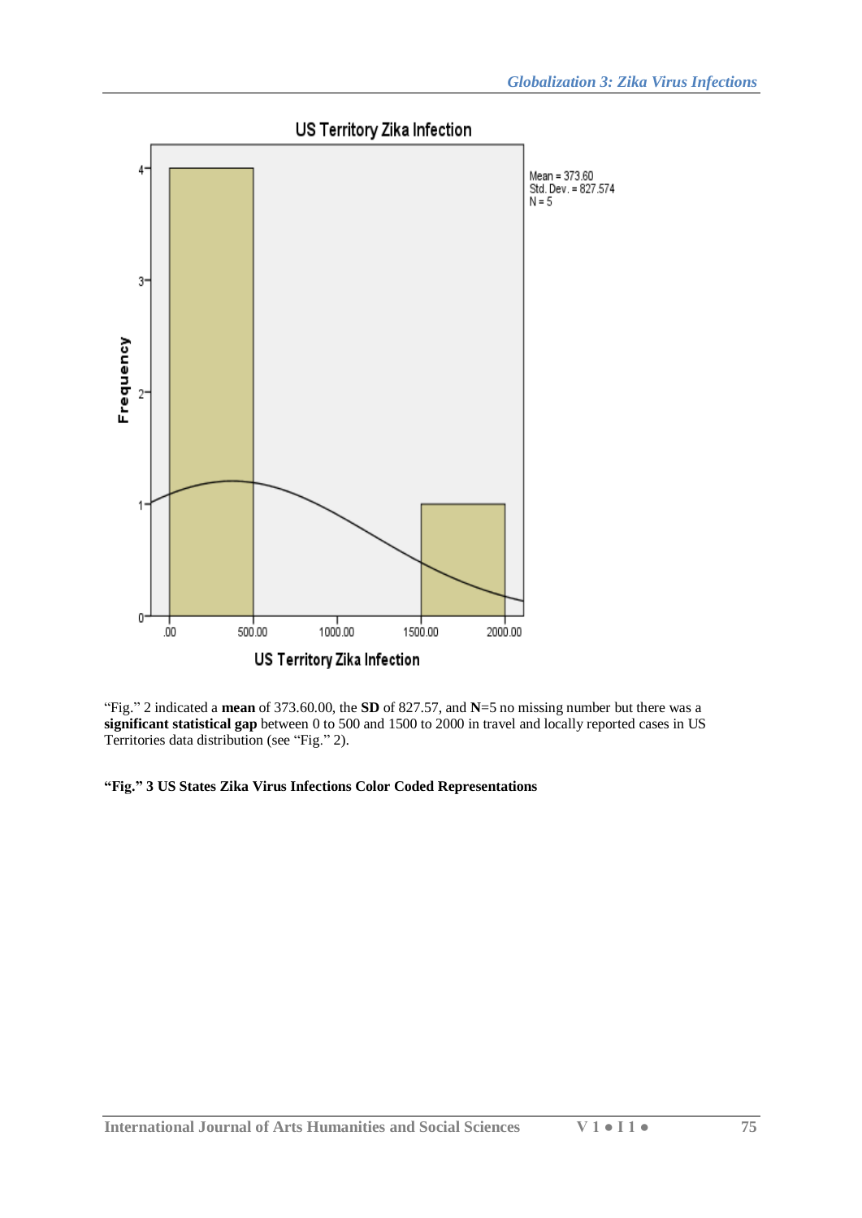"Fig." 2 indicated a **mean** of 373.60.00, the **SD** of 827.57, and **N**=5 no missing number but there was a **significant statistical gap** between 0 to 500 and 1500 to 2000 in travel and locally reported cases in US Territories data distribution (see "Fig." 2).

**"Fig." 3 US States Zika Virus Infections Color Coded Representations**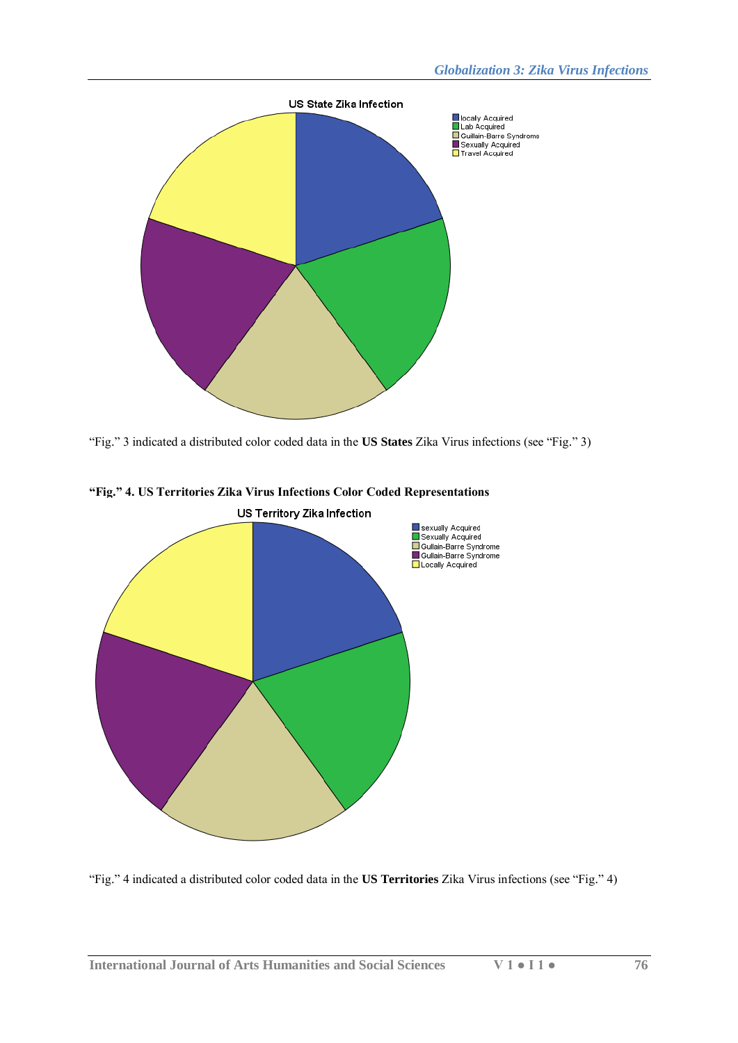“Fig.” 3 indicated a distributed color coded data in the **US States** Zika Virus infections (see “Fig.” 3)

**“Fig.” 4. US Territories Zika Virus Infections Color Coded Representations**

“Fig.” 4 indicated a distributed color coded data in the **US Territories** Zika Virus infections (see “Fig.” 4)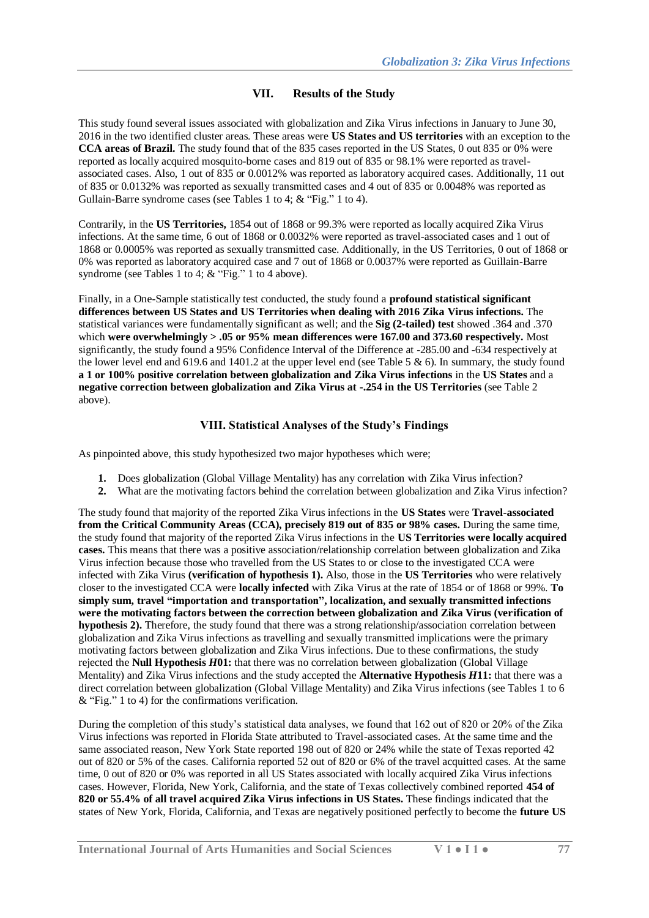## VII. Results of the Study

This study found several issues associated with globalization and Zika Virus infections in January to June 30, 2016 in the two identified cluster areas. These areas were **US States and US territories** with an exception to the **CCA areas of Brazil.** The study found that of the 835 cases reported in the US States, 0 out 835 or 0% were reported as locally acquired mosquito-borne cases and 819 out of 835 or 98.1% were reported as travel-associated cases. Also, 1 out of 835 or 0.0012% was reported as laboratory acquired cases. Additionally, 11 out of 835 or 0.0132% was reported as sexually transmitted cases and 4 out of 835 or 0.0048% was reported as Gullain-Barre syndrome cases (see Tables 1 to 4; & "Fig." 1 to 4).

Contrarily, in the **US Territories,** 1854 out of 1868 or 99.3% were reported as locally acquired Zika Virus infections. At the same time, 6 out of 1868 or 0.0032% were reported as travel-associated cases and 1 out of 1868 or 0.0005% was reported as sexually transmitted case. Additionally, in the US Territories, 0 out of 1868 or 0% was reported as laboratory acquired case and 7 out of 1868 or 0.0037% were reported as Guillain-Barre syndrome (see Tables 1 to 4; & "Fig." 1 to 4 above).

Finally, in a One-Sample statistically test conducted, the study found a **profound statistical significant differences between US States and US Territories when dealing with 2016 Zika Virus infections.** The statistical variances were fundamentally significant as well; and the **Sig (2-tailed) test** showed .364 and .370 which **were overwhelmingly > .05 or 95% mean differences were 167.00 and 373.60 respectively.** Most significantly, the study found a 95% Confidence Interval of the Difference at -285.00 and -634 respectively at the lower level end and 619.6 and 1401.2 at the upper level end (see Table 5 & 6). In summary, the study found **a 1 or 100% positive correlation between globalization and Zika Virus infections** in the **US States** and a **negative correction between globalization and Zika Virus at -.254 in the US Territories** (see Table 2 above).

## VIII. Statistical Analyses of the Study's Findings

As pinpointed above, this study hypothesized two major hypotheses which were;

1. Does globalization (Global Village Mentality) has any correlation with Zika Virus infection?
2. What are the motivating factors behind the correlation between globalization and Zika Virus infection?

The study found that majority of the reported Zika Virus infections in the **US States** were **Travel-associated from the Critical Community Areas (CCA), precisely 819 out of 835 or 98% cases.** During the same time, the study found that majority of the reported Zika Virus infections in the **US Territories were locally acquired cases.** This means that there was a positive association/relationship correlation between globalization and Zika Virus infection because those who travelled from the US States to or close to the investigated CCA were infected with Zika Virus **(verification of hypothesis 1).** Also, those in the **US Territories** who were relatively closer to the investigated CCA were **locally infected** with Zika Virus at the rate of 1854 or of 1868 or 99%. **To simply sum, travel "importation and transportation", localization, and sexually transmitted infections were the motivating factors between the correction between globalization and Zika Virus (verification of hypothesis 2).** Therefore, the study found that there was a strong relationship/association correlation between globalization and Zika Virus infections as travelling and sexually transmitted implications were the primary motivating factors between globalization and Zika Virus infections. Due to these confirmations, the study rejected the **Null Hypothesis *H*01:** that there was no correlation between globalization (Global Village Mentality) and Zika Virus infections and the study accepted the **Alternative Hypothesis *H*11:** that there was a direct correlation between globalization (Global Village Mentality) and Zika Virus infections (see Tables 1 to 6 & "Fig." 1 to 4) for the confirmations verification.

During the completion of this study's statistical data analyses, we found that 162 out of 820 or 20% of the Zika Virus infections was reported in Florida State attributed to Travel-associated cases. At the same time and the same associated reason, New York State reported 198 out of 820 or 24% while the state of Texas reported 42 out of 820 or 5% of the cases. California reported 52 out of 820 or 6% of the travel acquitted cases. At the same time, 0 out of 820 or 0% was reported in all US States associated with locally acquired Zika Virus infections cases. However, Florida, New York, California, and the state of Texas collectively combined reported **454 of 820 or 55.4% of all travel acquired Zika Virus infections in US States.** These findings indicated that the states of New York, Florida, California, and Texas are negatively positioned perfectly to become the **future US**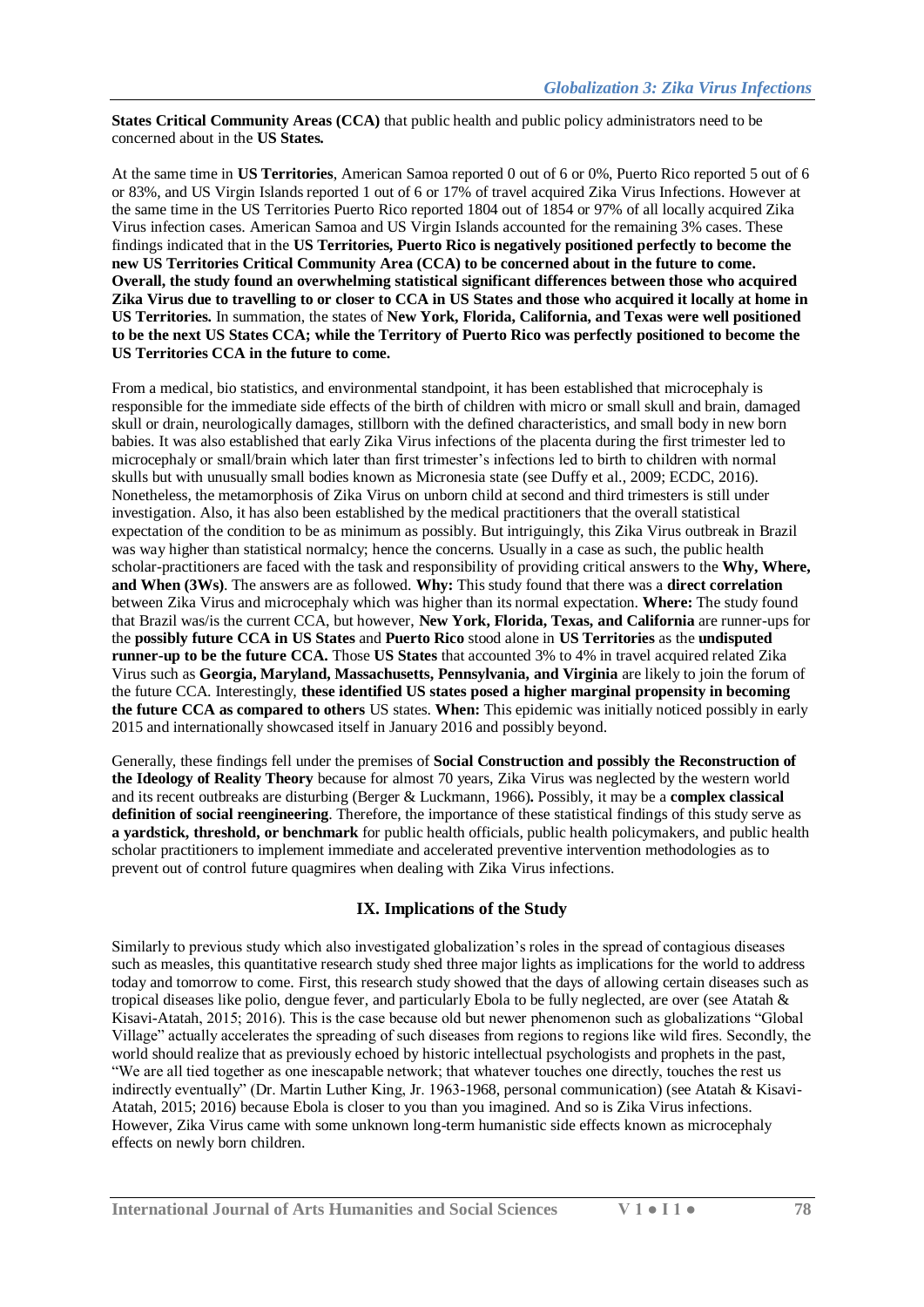**States Critical Community Areas (CCA)** that public health and public policy administrators need to be concerned about in the **US States.**

At the same time in **US Territories**, American Samoa reported 0 out of 6 or 0%, Puerto Rico reported 5 out of 6 or 83%, and US Virgin Islands reported 1 out of 6 or 17% of travel acquired Zika Virus Infections. However at the same time in the US Territories Puerto Rico reported 1804 out of 1854 or 97% of all locally acquired Zika Virus infection cases. American Samoa and US Virgin Islands accounted for the remaining 3% cases. These findings indicated that in the **US Territories, Puerto Rico is negatively positioned perfectly to become the new US Territories Critical Community Area (CCA) to be concerned about in the future to come. Overall, the study found an overwhelming statistical significant differences between those who acquired Zika Virus due to travelling to or closer to CCA in US States and those who acquired it locally at home in US Territories.** In summation, the states of **New York, Florida, California, and Texas were well positioned to be the next US States CCA; while the Territory of Puerto Rico was perfectly positioned to become the US Territories CCA in the future to come.**

From a medical, bio statistics, and environmental standpoint, it has been established that microcephaly is responsible for the immediate side effects of the birth of children with micro or small skull and brain, damaged skull or drain, neurologically damages, stillborn with the defined characteristics, and small body in new born babies. It was also established that early Zika Virus infections of the placenta during the first trimester led to microcephaly or small/brain which later than first trimester's infections led to birth to children with normal skulls but with unusually small bodies known as Micronesia state (see Duffy et al., 2009; ECDC, 2016). Nonetheless, the metamorphosis of Zika Virus on unborn child at second and third trimesters is still under investigation. Also, it has also been established by the medical practitioners that the overall statistical expectation of the condition to be as minimum as possibly. But intriguingly, this Zika Virus outbreak in Brazil was way higher than statistical normalcy; hence the concerns. Usually in a case as such, the public health scholar-practitioners are faced with the task and responsibility of providing critical answers to the **Why, Where, and When (3Ws)**. The answers are as followed. **Why:** This study found that there was a **direct correlation** between Zika Virus and microcephaly which was higher than its normal expectation. **Where:** The study found that Brazil was/is the current CCA, but however, **New York, Florida, Texas, and California** are runner-ups for the **possibly future CCA in US States** and **Puerto Rico** stood alone in **US Territories** as the **undisputed runner-up to be the future CCA.** Those **US States** that accounted 3% to 4% in travel acquired related Zika Virus such as **Georgia, Maryland, Massachusetts, Pennsylvania, and Virginia** are likely to join the forum of the future CCA. Interestingly, **these identified US states posed a higher marginal propensity in becoming the future CCA as compared to others** US states. **When:** This epidemic was initially noticed possibly in early 2015 and internationally showcased itself in January 2016 and possibly beyond.

Generally, these findings fell under the premises of **Social Construction and possibly the Reconstruction of the Ideology of Reality Theory** because for almost 70 years, Zika Virus was neglected by the western world and its recent outbreaks are disturbing (Berger & Luckmann, 1966)**.** Possibly, it may be a **complex classical definition of social reengineering**. Therefore, the importance of these statistical findings of this study serve as **a yardstick, threshold, or benchmark** for public health officials, public health policymakers, and public health scholar practitioners to implement immediate and accelerated preventive intervention methodologies as to prevent out of control future quagmires when dealing with Zika Virus infections.

## IX. Implications of the Study

Similarly to previous study which also investigated globalization's roles in the spread of contagious diseases such as measles, this quantitative research study shed three major lights as implications for the world to address today and tomorrow to come. First, this research study showed that the days of allowing certain diseases such as tropical diseases like polio, dengue fever, and particularly Ebola to be fully neglected, are over (see Atatah & Kisavi-Atatah, 2015; 2016). This is the case because old but newer phenomenon such as globalizations "Global Village" actually accelerates the spreading of such diseases from regions to regions like wild fires. Secondly, the world should realize that as previously echoed by historic intellectual psychologists and prophets in the past, "We are all tied together as one inescapable network; that whatever touches one directly, touches the rest us indirectly eventually" (Dr. Martin Luther King, Jr. 1963-1968, personal communication) (see Atatah & Kisavi-Atatah, 2015; 2016) because Ebola is closer to you than you imagined. And so is Zika Virus infections. However, Zika Virus came with some unknown long-term humanistic side effects known as microcephaly effects on newly born children.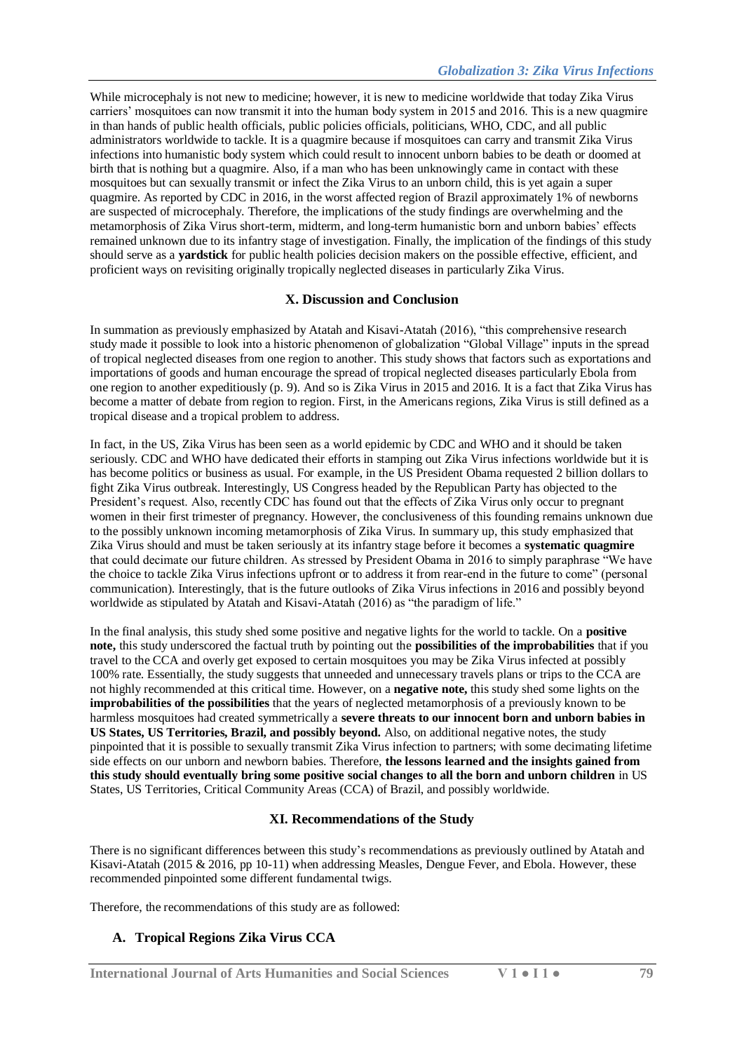While microcephaly is not new to medicine; however, it is new to medicine worldwide that today Zika Virus carriers' mosquitoes can now transmit it into the human body system in 2015 and 2016. This is a new quagmire in than hands of public health officials, public policies officials, politicians, WHO, CDC, and all public administrators worldwide to tackle. It is a quagmire because if mosquitoes can carry and transmit Zika Virus infections into humanistic body system which could result to innocent unborn babies to be death or doomed at birth that is nothing but a quagmire. Also, if a man who has been unknowingly came in contact with these mosquitoes but can sexually transmit or infect the Zika Virus to an unborn child, this is yet again a super quagmire. As reported by CDC in 2016, in the worst affected region of Brazil approximately 1% of newborns are suspected of microcephaly. Therefore, the implications of the study findings are overwhelming and the metamorphosis of Zika Virus short-term, midterm, and long-term humanistic born and unborn babies' effects remained unknown due to its infantry stage of investigation. Finally, the implication of the findings of this study should serve as a **yardstick** for public health policies decision makers on the possible effective, efficient, and proficient ways on revisiting originally tropically neglected diseases in particularly Zika Virus.

## X. Discussion and Conclusion

In summation as previously emphasized by Atatah and Kisavi-Atatah (2016), "this comprehensive research study made it possible to look into a historic phenomenon of globalization "Global Village" inputs in the spread of tropical neglected diseases from one region to another. This study shows that factors such as exportations and importations of goods and human encourage the spread of tropical neglected diseases particularly Ebola from one region to another expeditiously (p. 9). And so is Zika Virus in 2015 and 2016. It is a fact that Zika Virus has become a matter of debate from region to region. First, in the Americans regions, Zika Virus is still defined as a tropical disease and a tropical problem to address.

In fact, in the US, Zika Virus has been seen as a world epidemic by CDC and WHO and it should be taken seriously. CDC and WHO have dedicated their efforts in stamping out Zika Virus infections worldwide but it is has become politics or business as usual. For example, in the US President Obama requested 2 billion dollars to fight Zika Virus outbreak. Interestingly, US Congress headed by the Republican Party has objected to the President's request. Also, recently CDC has found out that the effects of Zika Virus only occur to pregnant women in their first trimester of pregnancy. However, the conclusiveness of this founding remains unknown due to the possibly unknown incoming metamorphosis of Zika Virus. In summary up, this study emphasized that Zika Virus should and must be taken seriously at its infantry stage before it becomes a **systematic quagmire** that could decimate our future children. As stressed by President Obama in 2016 to simply paraphrase "We have the choice to tackle Zika Virus infections upfront or to address it from rear-end in the future to come" (personal communication). Interestingly, that is the future outlooks of Zika Virus infections in 2016 and possibly beyond worldwide as stipulated by Atatah and Kisavi-Atatah (2016) as "the paradigm of life."

In the final analysis, this study shed some positive and negative lights for the world to tackle. On a **positive note,** this study underscored the factual truth by pointing out the **possibilities of the improbabilities** that if you travel to the CCA and overly get exposed to certain mosquitoes you may be Zika Virus infected at possibly 100% rate. Essentially, the study suggests that unneeded and unnecessary travels plans or trips to the CCA are not highly recommended at this critical time. However, on a **negative note,** this study shed some lights on the **improbabilities of the possibilities** that the years of neglected metamorphosis of a previously known to be harmless mosquitoes had created symmetrically a **severe threats to our innocent born and unborn babies in US States, US Territories, Brazil, and possibly beyond.** Also, on additional negative notes, the study pinpointed that it is possible to sexually transmit Zika Virus infection to partners; with some decimating lifetime side effects on our unborn and newborn babies. Therefore, **the lessons learned and the insights gained from this study should eventually bring some positive social changes to all the born and unborn children** in US States, US Territories, Critical Community Areas (CCA) of Brazil, and possibly worldwide.

## XI. Recommendations of the Study

There is no significant differences between this study's recommendations as previously outlined by Atatah and Kisavi-Atatah (2015 & 2016, pp 10-11) when addressing Measles, Dengue Fever, and Ebola. However, these recommended pinpointed some different fundamental twigs.

Therefore, the recommendations of this study are as followed:

### A. Tropical Regions Zika Virus CCA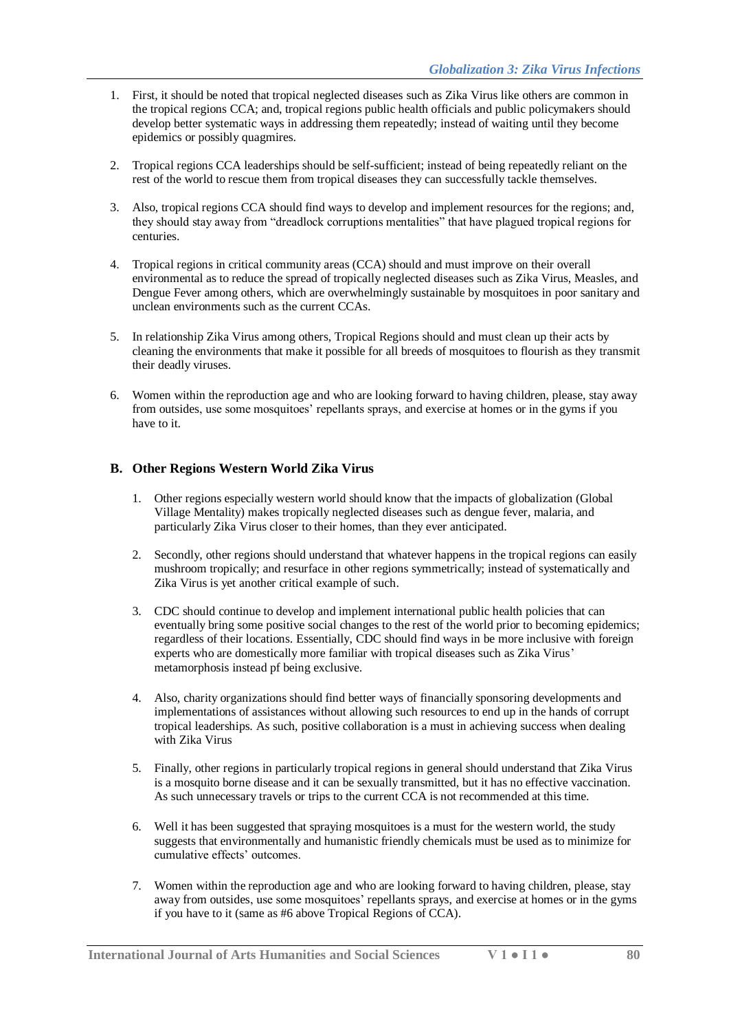1. First, it should be noted that tropical neglected diseases such as Zika Virus like others are common in the tropical regions CCA; and, tropical regions public health officials and public policymakers should develop better systematic ways in addressing them repeatedly; instead of waiting until they become epidemics or possibly quagmires.

2. Tropical regions CCA leaderships should be self-sufficient; instead of being repeatedly reliant on the rest of the world to rescue them from tropical diseases they can successfully tackle themselves.

3. Also, tropical regions CCA should find ways to develop and implement resources for the regions; and, they should stay away from "dreadlock corruptions mentalities" that have plagued tropical regions for centuries.

4. Tropical regions in critical community areas (CCA) should and must improve on their overall environmental as to reduce the spread of tropically neglected diseases such as Zika Virus, Measles, and Dengue Fever among others, which are overwhelmingly sustainable by mosquitoes in poor sanitary and unclean environments such as the current CCAs.

5. In relationship Zika Virus among others, Tropical Regions should and must clean up their acts by cleaning the environments that make it possible for all breeds of mosquitoes to flourish as they transmit their deadly viruses.

6. Women within the reproduction age and who are looking forward to having children, please, stay away from outsides, use some mosquitoes' repellants sprays, and exercise at homes or in the gyms if you have to it.

### B. Other Regions Western World Zika Virus

1. Other regions especially western world should know that the impacts of globalization (Global Village Mentality) makes tropically neglected diseases such as dengue fever, malaria, and particularly Zika Virus closer to their homes, than they ever anticipated.

2. Secondly, other regions should understand that whatever happens in the tropical regions can easily mushroom tropically; and resurface in other regions symmetrically; instead of systematically and Zika Virus is yet another critical example of such.

3. CDC should continue to develop and implement international public health policies that can eventually bring some positive social changes to the rest of the world prior to becoming epidemics; regardless of their locations. Essentially, CDC should find ways in be more inclusive with foreign experts who are domestically more familiar with tropical diseases such as Zika Virus' metamorphosis instead pf being exclusive.

4. Also, charity organizations should find better ways of financially sponsoring developments and implementations of assistances without allowing such resources to end up in the hands of corrupt tropical leaderships. As such, positive collaboration is a must in achieving success when dealing with Zika Virus

5. Finally, other regions in particularly tropical regions in general should understand that Zika Virus is a mosquito borne disease and it can be sexually transmitted, but it has no effective vaccination. As such unnecessary travels or trips to the current CCA is not recommended at this time.

6. Well it has been suggested that spraying mosquitoes is a must for the western world, the study suggests that environmentally and humanistic friendly chemicals must be used as to minimize for cumulative effects' outcomes.

7. Women within the reproduction age and who are looking forward to having children, please, stay away from outsides, use some mosquitoes' repellants sprays, and exercise at homes or in the gyms if you have to it (same as #6 above Tropical Regions of CCA).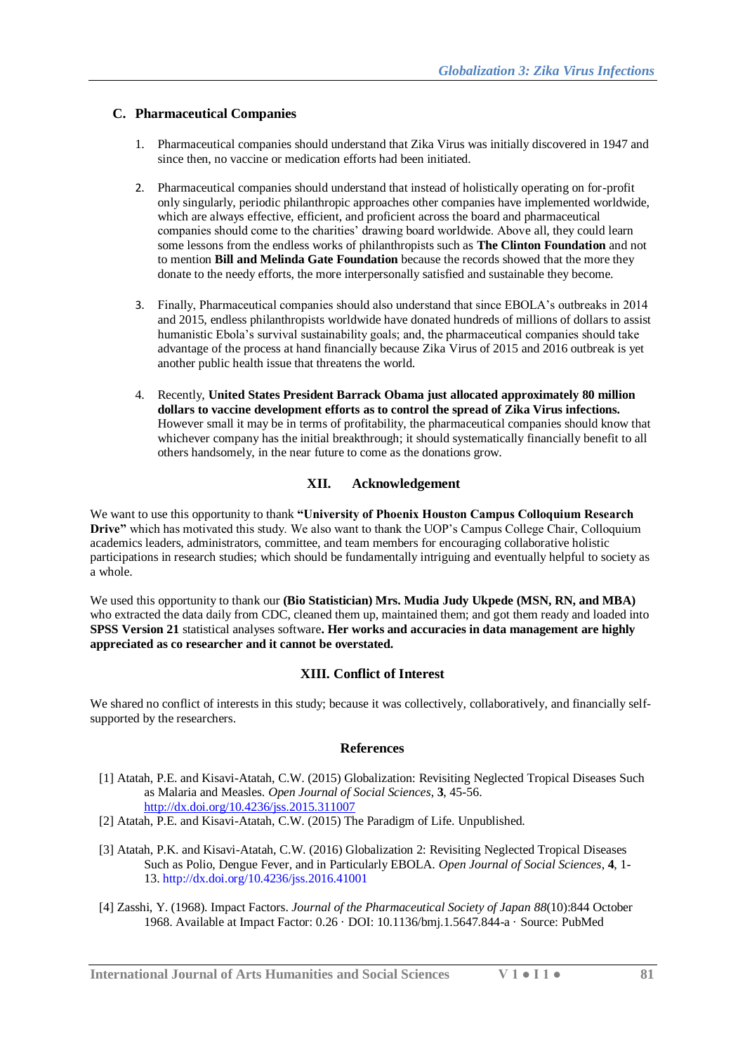## C. Pharmaceutical Companies

1. Pharmaceutical companies should understand that Zika Virus was initially discovered in 1947 and since then, no vaccine or medication efforts had been initiated.

2. Pharmaceutical companies should understand that instead of holistically operating on for-profit only singularly, periodic philanthropic approaches other companies have implemented worldwide, which are always effective, efficient, and proficient across the board and pharmaceutical companies should come to the charities' drawing board worldwide. Above all, they could learn some lessons from the endless works of philanthropists such as **The Clinton Foundation** and not to mention **Bill and Melinda Gate Foundation** because the records showed that the more they donate to the needy efforts, the more interpersonally satisfied and sustainable they become.

3. Finally, Pharmaceutical companies should also understand that since EBOLA's outbreaks in 2014 and 2015, endless philanthropists worldwide have donated hundreds of millions of dollars to assist humanistic Ebola's survival sustainability goals; and, the pharmaceutical companies should take advantage of the process at hand financially because Zika Virus of 2015 and 2016 outbreak is yet another public health issue that threatens the world.

4. Recently, **United States President Barrack Obama just allocated approximately 80 million dollars to vaccine development efforts as to control the spread of Zika Virus infections.** However small it may be in terms of profitability, the pharmaceutical companies should know that whichever company has the initial breakthrough; it should systematically financially benefit to all others handsomely, in the near future to come as the donations grow.

## XII. Acknowledgement

We want to use this opportunity to thank **"University of Phoenix Houston Campus Colloquium Research Drive"** which has motivated this study. We also want to thank the UOP's Campus College Chair, Colloquium academics leaders, administrators, committee, and team members for encouraging collaborative holistic participations in research studies; which should be fundamentally intriguing and eventually helpful to society as a whole.

We used this opportunity to thank our **(Bio Statistician) Mrs. Mudia Judy Ukpede (MSN, RN, and MBA)** who extracted the data daily from CDC, cleaned them up, maintained them; and got them ready and loaded into **SPSS Version 21** statistical analyses software**. Her works and accuracies in data management are highly appreciated as co researcher and it cannot be overstated.**

## XIII. Conflict of Interest

We shared no conflict of interests in this study; because it was collectively, collaboratively, and financially self-supported by the researchers.

## References

[1] Atatah, P.E. and Kisavi-Atatah, C.W. (2015) Globalization: Revisiting Neglected Tropical Diseases Such as Malaria and Measles. *Open Journal of Social Sciences*, **3**, 45-56. http://dx.doi.org/10.4236/jss.2015.311007

[2] Atatah, P.E. and Kisavi-Atatah, C.W. (2015) The Paradigm of Life. Unpublished.

[3] Atatah, P.K. and Kisavi-Atatah, C.W. (2016) Globalization 2: Revisiting Neglected Tropical Diseases Such as Polio, Dengue Fever, and in Particularly EBOLA. *Open Journal of Social Sciences*, **4**, 1-13. http://dx.doi.org/10.4236/jss.2016.41001

[4] Zasshi, Y. (1968). Impact Factors. *Journal of the Pharmaceutical Society of Japan 88*(10):844 October 1968. Available at Impact Factor: 0.26 · DOI: 10.1136/bmj.1.5647.844-a · Source: PubMed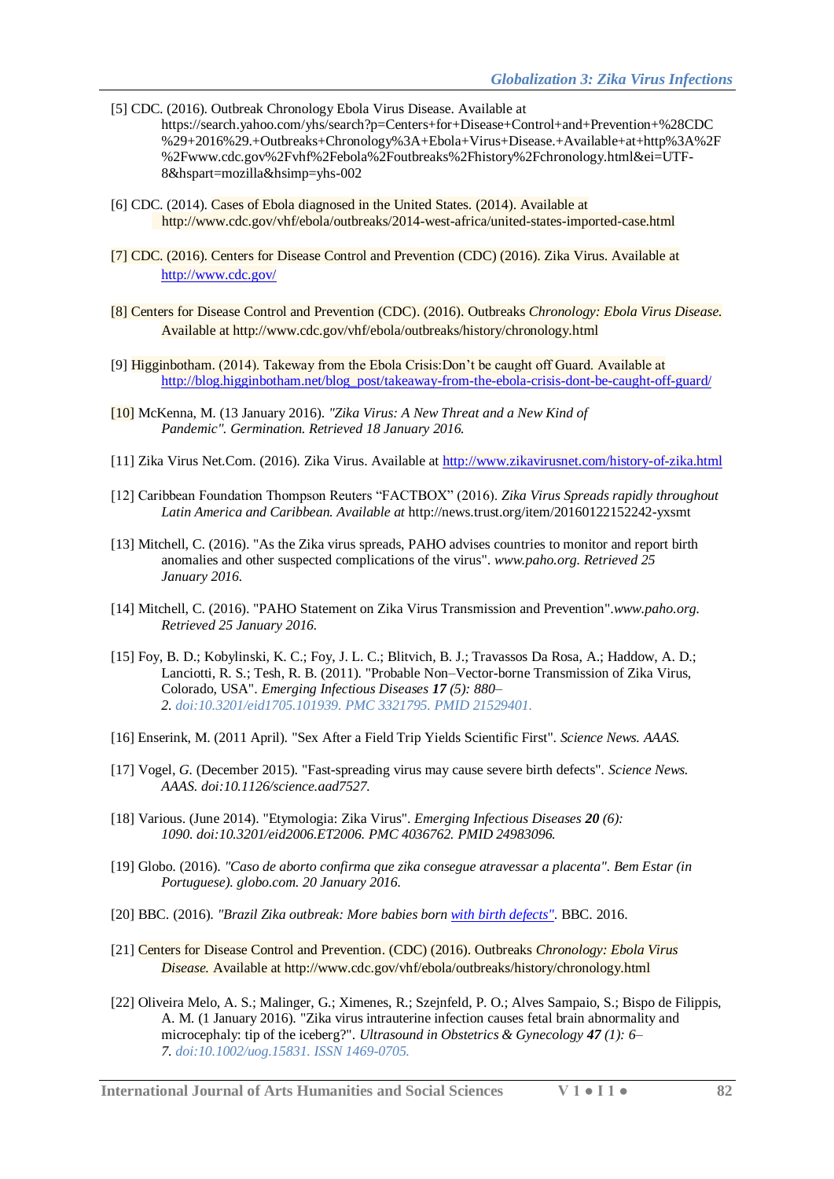[5] CDC. (2016). Outbreak Chronology Ebola Virus Disease. Available at https://search.yahoo.com/yhs/search?p=Centers+for+Disease+Control+and+Prevention+%28CDC%29+2016%29.+Outbreaks+Chronology%3A+Ebola+Virus+Disease.+Available+at+http%3A%2F%2Fwww.cdc.gov%2Fvhf%2Febola%2Foutbreaks%2Fhistory%2Fchronology.html&ei=UTF-8&hspart=mozilla&hsimp=yhs-002

[6] CDC. (2014). Cases of Ebola diagnosed in the United States. (2014). Available at http://www.cdc.gov/vhf/ebola/outbreaks/2014-west-africa/united-states-imported-case.html

[7] CDC. (2016). Centers for Disease Control and Prevention (CDC) (2016). Zika Virus. Available at http://www.cdc.gov/

[8] Centers for Disease Control and Prevention (CDC). (2016). Outbreaks *Chronology: Ebola Virus Disease.* Available at http://www.cdc.gov/vhf/ebola/outbreaks/history/chronology.html

[9] Higginbotham. (2014). Takeway from the Ebola Crisis:Don't be caught off Guard. Available at http://blog.higginbotham.net/blog_post/takeaway-from-the-ebola-crisis-dont-be-caught-off-guard/

[10] McKenna, M. (13 January 2016). *"Zika Virus: A New Threat and a New Kind of Pandemic". Germination. Retrieved 18 January 2016.*

[11] Zika Virus Net.Com. (2016). Zika Virus. Available at http://www.zikavirusnet.com/history-of-zika.html

[12] Caribbean Foundation Thompson Reuters "FACTBOX" (2016). *Zika Virus Spreads rapidly throughout Latin America and Caribbean. Available at* http://news.trust.org/item/20160122152242-yxsmt

[13] Mitchell, C. (2016). "As the Zika virus spreads, PAHO advises countries to monitor and report birth anomalies and other suspected complications of the virus". *www.paho.org. Retrieved 25 January 2016.*

[14] Mitchell, C. (2016). "PAHO Statement on Zika Virus Transmission and Prevention".*www.paho.org. Retrieved 25 January 2016.*

[15] Foy, B. D.; Kobylinski, K. C.; Foy, J. L. C.; Blitvich, B. J.; Travassos Da Rosa, A.; Haddow, A. D.; Lanciotti, R. S.; Tesh, R. B. (2011). "Probable Non–Vector-borne Transmission of Zika Virus, Colorado, USA". *Emerging Infectious Diseases* ***17*** *(5): 880–2. doi:10.3201/eid1705.101939. PMC 3321795. PMID 21529401.*

[16] Enserink, M. (2011 April). "Sex After a Field Trip Yields Scientific First". *Science News. AAAS.*

[17] Vogel, *G.* (December 2015). "Fast-spreading virus may cause severe birth defects". *Science News. AAAS. doi:10.1126/science.aad7527.*

[18] Various. (June 2014). "Etymologia: Zika Virus". *Emerging Infectious Diseases* ***20*** *(6): 1090. doi:10.3201/eid2006.ET2006. PMC 4036762. PMID 24983096.*

[19] Globo. (2016). *"Caso de aborto confirma que zika consegue atravessar a placenta". Bem Estar (in Portuguese). globo.com. 20 January 2016.*

[20] BBC. (2016). *"Brazil Zika outbreak: More babies born with birth defects".* BBC. 2016.

[21] Centers for Disease Control and Prevention. (CDC) (2016). Outbreaks *Chronology: Ebola Virus Disease.* Available at http://www.cdc.gov/vhf/ebola/outbreaks/history/chronology.html

[22] Oliveira Melo, A. S.; Malinger, G.; Ximenes, R.; Szejnfeld, P. O.; Alves Sampaio, S.; Bispo de Filippis, A. M. (1 January 2016). "Zika virus intrauterine infection causes fetal brain abnormality and microcephaly: tip of the iceberg?". *Ultrasound in Obstetrics & Gynecology* ***47*** *(1): 6–7. doi:10.1002/uog.15831. ISSN 1469-0705.*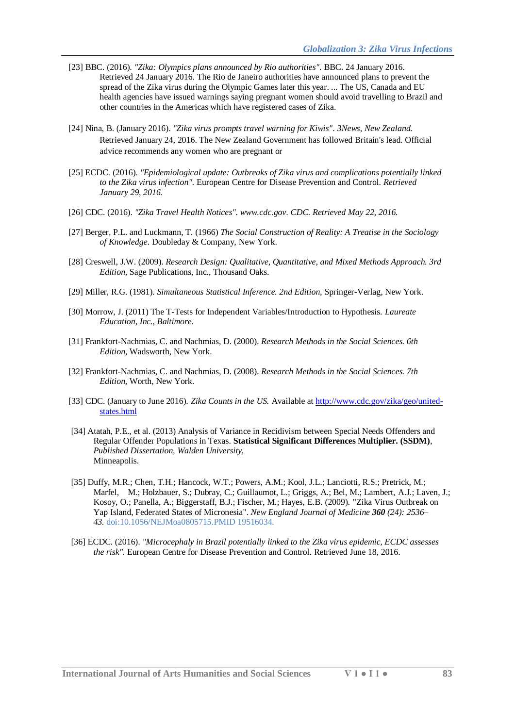[23] BBC. (2016). *"Zika: Olympics plans announced by Rio authorities"*. BBC. 24 January 2016. Retrieved 24 January 2016. The Rio de Janeiro authorities have announced plans to prevent the spread of the Zika virus during the Olympic Games later this year. ... The US, Canada and EU health agencies have issued warnings saying pregnant women should avoid travelling to Brazil and other countries in the Americas which have registered cases of Zika.

[24] Nina, B. (January 2016). *"Zika virus prompts travel warning for Kiwis"*. *3News, New Zealand.* Retrieved January 24, 2016. The New Zealand Government has followed Britain's lead. Official advice recommends any women who are pregnant or

[25] ECDC. (2016). *"Epidemiological update: Outbreaks of Zika virus and complications potentially linked to the Zika virus infection"*. European Centre for Disease Prevention and Control. *Retrieved January 29, 2016.*

[26] CDC. (2016). *"Zika Travel Health Notices". www.cdc.gov. CDC. Retrieved May 22, 2016.*

[27] Berger, P.L. and Luckmann, T. (1966) *The Social Construction of Reality: A Treatise in the Sociology of Knowledge*. Doubleday & Company, New York.

[28] Creswell, J.W. (2009). *Research Design: Qualitative, Quantitative, and Mixed Methods Approach. 3rd Edition,* Sage Publications, Inc., Thousand Oaks.

[29] Miller, R.G. (1981). *Simultaneous Statistical Inference. 2nd Edition,* Springer-Verlag, New York.

[30] Morrow, J. (2011) The T-Tests for Independent Variables/Introduction to Hypothesis. *Laureate Education, Inc., Baltimore.*

[31] Frankfort-Nachmias, C. and Nachmias, D. (2000). *Research Methods in the Social Sciences. 6th Edition,* Wadsworth, New York.

[32] Frankfort-Nachmias, C. and Nachmias, D. (2008). *Research Methods in the Social Sciences. 7th Edition,* Worth, New York.

[33] CDC. (January to June 2016). *Zika Counts in the US.* Available at http://www.cdc.gov/zika/geo/united-states.html

[34] Atatah, P.E., et al. (2013) Analysis of Variance in Recidivism between Special Needs Offenders and Regular Offender Populations in Texas. **Statistical Significant Differences Multiplier. (SSDM)**, *Published Dissertation, Walden University,* Minneapolis.

[35] Duffy, M.R.; Chen, T.H.; Hancock, W.T.; Powers, A.M.; Kool, J.L.; Lanciotti, R.S.; Pretrick, M.; Marfel, M.; Holzbauer, S.; Dubray, C.; Guillaumot, L.; Griggs, A.; Bel, M.; Lambert, A.J.; Laven, J.; Kosoy, O.; Panella, A.; Biggerstaff, B.J.; Fischer, M.; Hayes, E.B. (2009). "Zika Virus Outbreak on Yap Island, Federated States of Micronesia". *New England Journal of Medicine **360** (24): 2536–43.* doi:10.1056/NEJMoa0805715.PMID 19516034.

[36] ECDC. (2016). *"Microcephaly in Brazil potentially linked to the Zika virus epidemic, ECDC assesses the risk"*. European Centre for Disease Prevention and Control. Retrieved June 18, 2016.